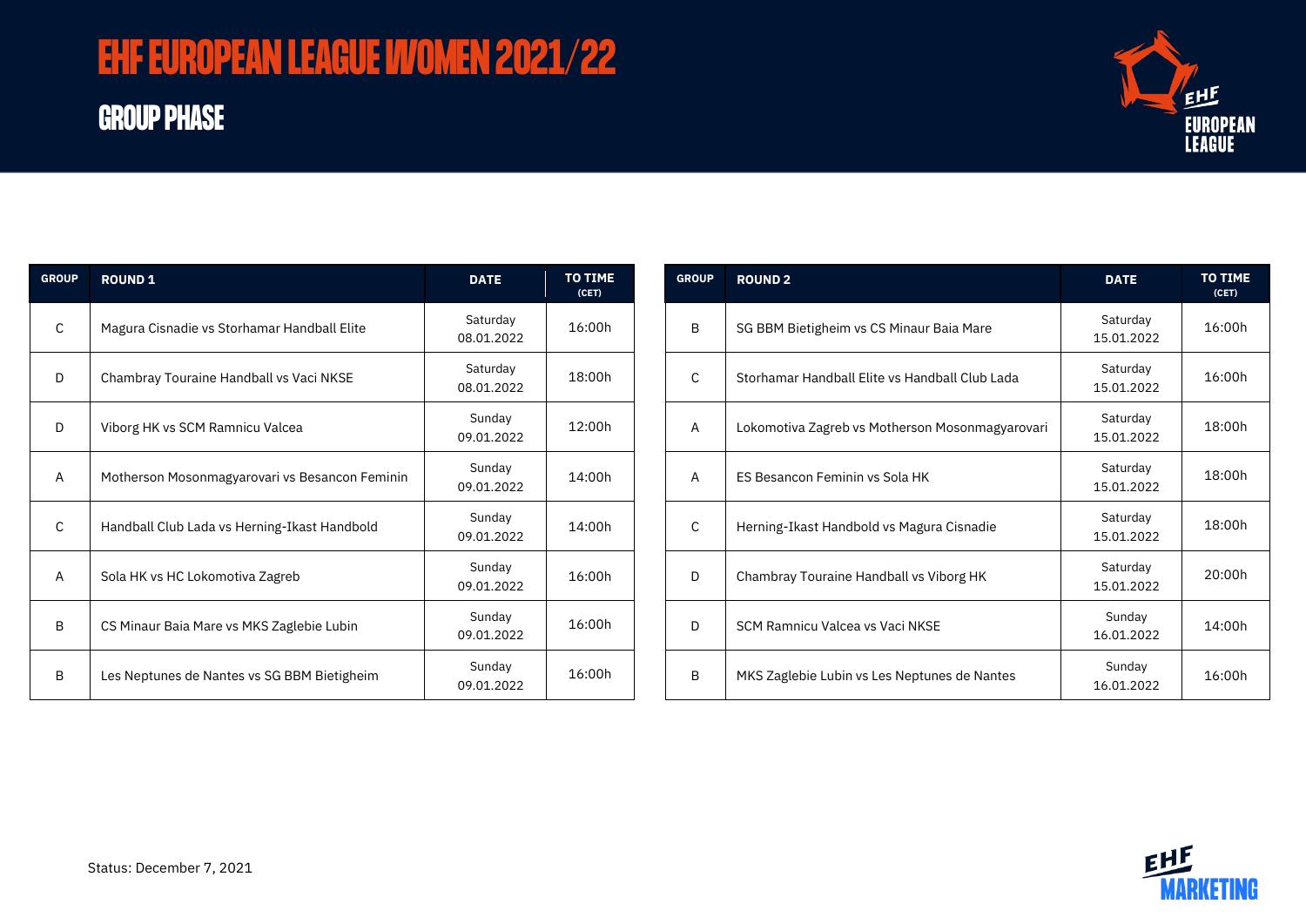# EHF EUROPEAN LEAGUE WOMEN 2021/22

## GROUP PHASE

| GROUP | ROUND 1 | DATE | TO TIME (CET) |
|---|---|---|---|
| C | Magura Cisnadie vs Storhamar Handball Elite | Saturday 08.01.2022 | 16:00h |
| D | Chambray Touraine Handball vs Vaci NKSE | Saturday 08.01.2022 | 18:00h |
| D | Viborg HK vs SCM Ramnicu Valcea | Sunday 09.01.2022 | 12:00h |
| A | Motherson Mosonmagyarovari vs Besancon Feminin | Sunday 09.01.2022 | 14:00h |
| C | Handball Club Lada vs Herning-Ikast Handbold | Sunday 09.01.2022 | 14:00h |
| A | Sola HK vs HC Lokomotiva Zagreb | Sunday 09.01.2022 | 16:00h |
| B | CS Minaur Baia Mare vs MKS Zaglebie Lubin | Sunday 09.01.2022 | 16:00h |
| B | Les Neptunes de Nantes vs SG BBM Bietigheim | Sunday 09.01.2022 | 16:00h |

| GROUP | ROUND 2 | DATE | TO TIME (CET) |
|---|---|---|---|
| B | SG BBM Bietigheim vs CS Minaur Baia Mare | Saturday 15.01.2022 | 16:00h |
| C | Storhamar Handball Elite vs Handball Club Lada | Saturday 15.01.2022 | 16:00h |
| A | Lokomotiva Zagreb vs Motherson Mosonmagyarovari | Saturday 15.01.2022 | 18:00h |
| A | ES Besancon Feminin vs Sola HK | Saturday 15.01.2022 | 18:00h |
| C | Herning-Ikast Handbold vs Magura Cisnadie | Saturday 15.01.2022 | 18:00h |
| D | Chambray Touraine Handball vs Viborg HK | Saturday 15.01.2022 | 20:00h |
| D | SCM Ramnicu Valcea vs Vaci NKSE | Sunday 16.01.2022 | 14:00h |
| B | MKS Zaglebie Lubin vs Les Neptunes de Nantes | Sunday 16.01.2022 | 16:00h |

Status: December 7, 2021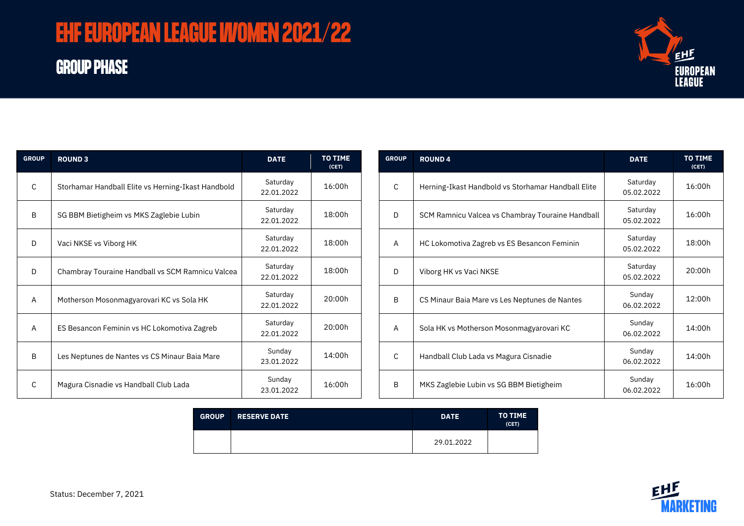# EHF EUROPEAN LEAGUE WOMEN 2021/22

## GROUP PHASE

| GROUP | ROUND 3 | DATE | TO TIME (CET) |
|---|---|---|---|
| C | Storhamar Handball Elite vs Herning-Ikast Handbold | Saturday 22.01.2022 | 16:00h |
| B | SG BBM Bietigheim vs MKS Zaglebie Lubin | Saturday 22.01.2022 | 18:00h |
| D | Vaci NKSE vs Viborg HK | Saturday 22.01.2022 | 18:00h |
| D | Chambray Touraine Handball vs SCM Ramnicu Valcea | Saturday 22.01.2022 | 18:00h |
| A | Motherson Mosonmagyarovari KC vs Sola HK | Saturday 22.01.2022 | 20:00h |
| A | ES Besancon Feminin vs HC Lokomotiva Zagreb | Saturday 22.01.2022 | 20:00h |
| B | Les Neptunes de Nantes vs CS Minaur Baia Mare | Sunday 23.01.2022 | 14:00h |
| C | Magura Cisnadie vs Handball Club Lada | Sunday 23.01.2022 | 16:00h |

| GROUP | ROUND 4 | DATE | TO TIME (CET) |
|---|---|---|---|
| C | Herning-Ikast Handbold vs Storhamar Handball Elite | Saturday 05.02.2022 | 16:00h |
| D | SCM Ramnicu Valcea vs Chambray Touraine Handball | Saturday 05.02.2022 | 16:00h |
| A | HC Lokomotiva Zagreb vs ES Besancon Feminin | Saturday 05.02.2022 | 18:00h |
| D | Viborg HK vs Vaci NKSE | Saturday 05.02.2022 | 20:00h |
| B | CS Minaur Baia Mare vs Les Neptunes de Nantes | Sunday 06.02.2022 | 12:00h |
| A | Sola HK vs Motherson Mosonmagyarovari KC | Sunday 06.02.2022 | 14:00h |
| C | Handball Club Lada vs Magura Cisnadie | Sunday 06.02.2022 | 14:00h |
| B | MKS Zaglebie Lubin vs SG BBM Bietigheim | Sunday 06.02.2022 | 16:00h |

| GROUP | RESERVE DATE | DATE | TO TIME (CET) |
|---|---|---|---|
| | | 29.01.2022 | |

Status: December 7, 2021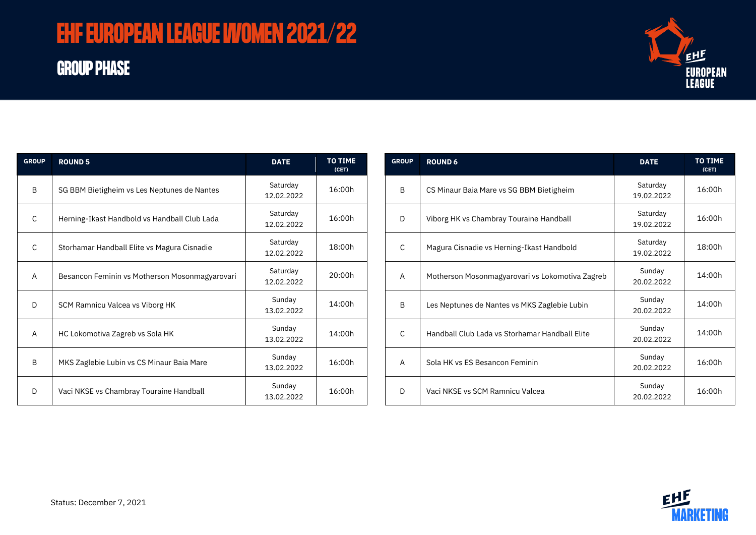# EHF EUROPEAN LEAGUE WOMEN 2021/22

## GROUP PHASE

| GROUP | ROUND 5 | DATE | TO TIME (CET) |
| --- | --- | --- | --- |
| B | SG BBM Bietigheim vs Les Neptunes de Nantes | Saturday 12.02.2022 | 16:00h |
| C | Herning-Ikast Handbold vs Handball Club Lada | Saturday 12.02.2022 | 16:00h |
| C | Storhamar Handball Elite vs Magura Cisnadie | Saturday 12.02.2022 | 18:00h |
| A | Besancon Feminin vs Motherson Mosonmagyarovari | Saturday 12.02.2022 | 20:00h |
| D | SCM Ramnicu Valcea vs Viborg HK | Sunday 13.02.2022 | 14:00h |
| A | HC Lokomotiva Zagreb vs Sola HK | Sunday 13.02.2022 | 14:00h |
| B | MKS Zaglebie Lubin vs CS Minaur Baia Mare | Sunday 13.02.2022 | 16:00h |
| D | Vaci NKSE vs Chambray Touraine Handball | Sunday 13.02.2022 | 16:00h |

| GROUP | ROUND 6 | DATE | TO TIME (CET) |
| --- | --- | --- | --- |
| B | CS Minaur Baia Mare vs SG BBM Bietigheim | Saturday 19.02.2022 | 16:00h |
| D | Viborg HK vs Chambray Touraine Handball | Saturday 19.02.2022 | 16:00h |
| C | Magura Cisnadie vs Herning-Ikast Handbold | Saturday 19.02.2022 | 18:00h |
| A | Motherson Mosonmagyarovari vs Lokomotiva Zagreb | Sunday 20.02.2022 | 14:00h |
| B | Les Neptunes de Nantes vs MKS Zaglebie Lubin | Sunday 20.02.2022 | 14:00h |
| C | Handball Club Lada vs Storhamar Handball Elite | Sunday 20.02.2022 | 14:00h |
| A | Sola HK vs ES Besancon Feminin | Sunday 20.02.2022 | 16:00h |
| D | Vaci NKSE vs SCM Ramnicu Valcea | Sunday 20.02.2022 | 16:00h |

Status: December 7, 2021